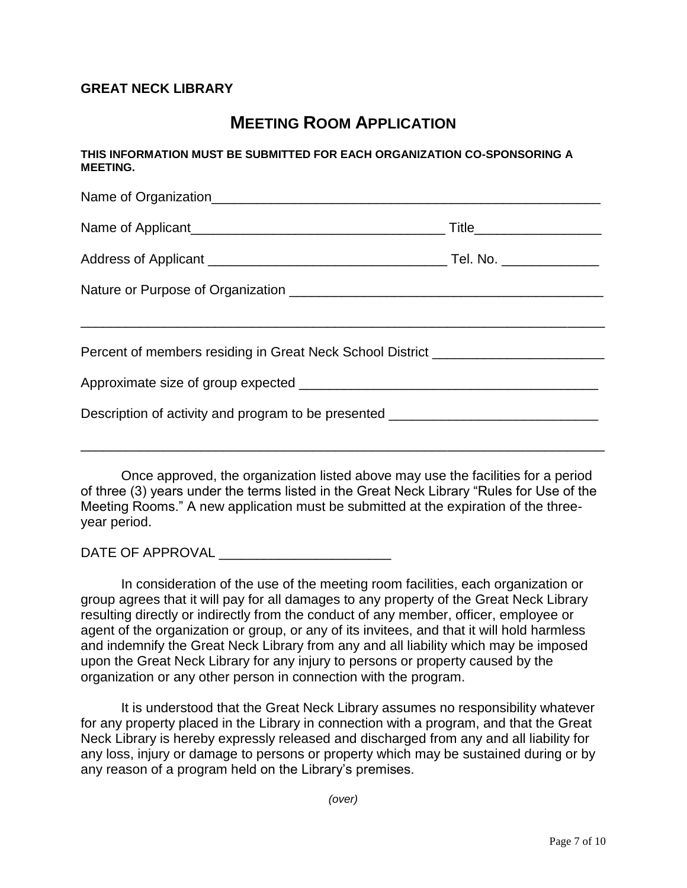**GREAT NECK LIBRARY**

# MEETING ROOM APPLICATION

**THIS INFORMATION MUST BE SUBMITTED FOR EACH ORGANIZATION CO-SPONSORING A MEETING.**

Name of Organization_____________________________________________________

Name of Applicant__________________________________ Title_________________

Address of Applicant ________________________________ Tel. No. _____________

Nature or Purpose of Organization __________________________________________

_______________________________________________________________________

Percent of members residing in Great Neck School District _______________________

Approximate size of group expected _________________________________________

Description of activity and program to be presented ___________________________

_______________________________________________________________________

Once approved, the organization listed above may use the facilities for a period of three (3) years under the terms listed in the Great Neck Library "Rules for Use of the Meeting Rooms." A new application must be submitted at the expiration of the three-year period.

DATE OF APPROVAL _______________________

In consideration of the use of the meeting room facilities, each organization or group agrees that it will pay for all damages to any property of the Great Neck Library resulting directly or indirectly from the conduct of any member, officer, employee or agent of the organization or group, or any of its invitees, and that it will hold harmless and indemnify the Great Neck Library from any and all liability which may be imposed upon the Great Neck Library for any injury to persons or property caused by the organization or any other person in connection with the program.

It is understood that the Great Neck Library assumes no responsibility whatever for any property placed in the Library in connection with a program, and that the Great Neck Library is hereby expressly released and discharged from any and all liability for any loss, injury or damage to persons or property which may be sustained during or by any reason of a program held on the Library's premises.

*(over)*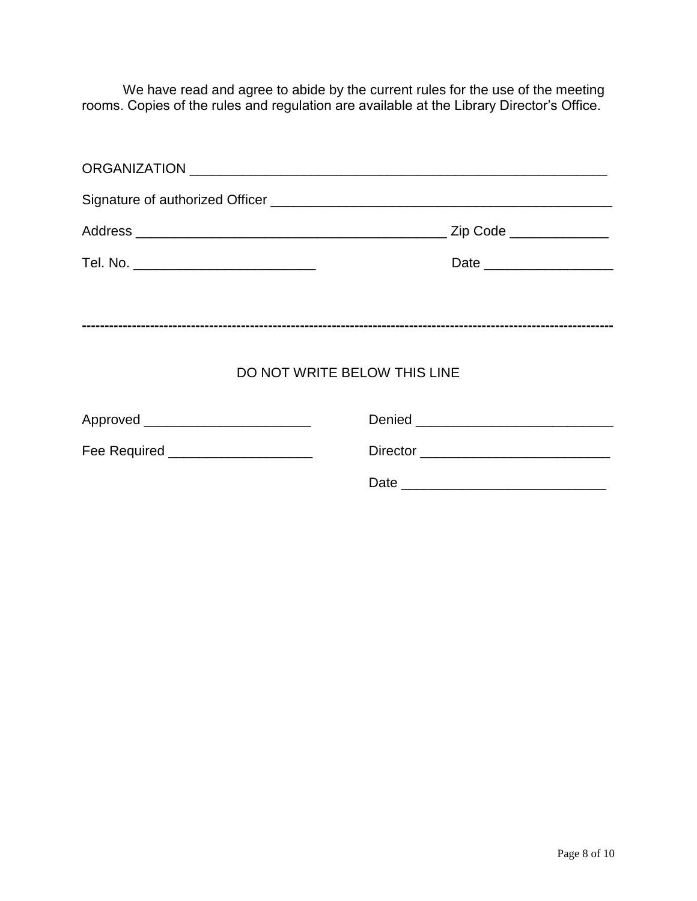We have read and agree to abide by the current rules for the use of the meeting rooms. Copies of the rules and regulation are available at the Library Director's Office.

ORGANIZATION ________________________________________________________

Signature of authorized Officer ______________________________________________

Address __________________________________________ Zip Code _____________

Tel. No. _________________________ Date _________________

---

DO NOT WRITE BELOW THIS LINE

Approved ______________________ Denied __________________________

Fee Required ___________________ Director _________________________

Date ___________________________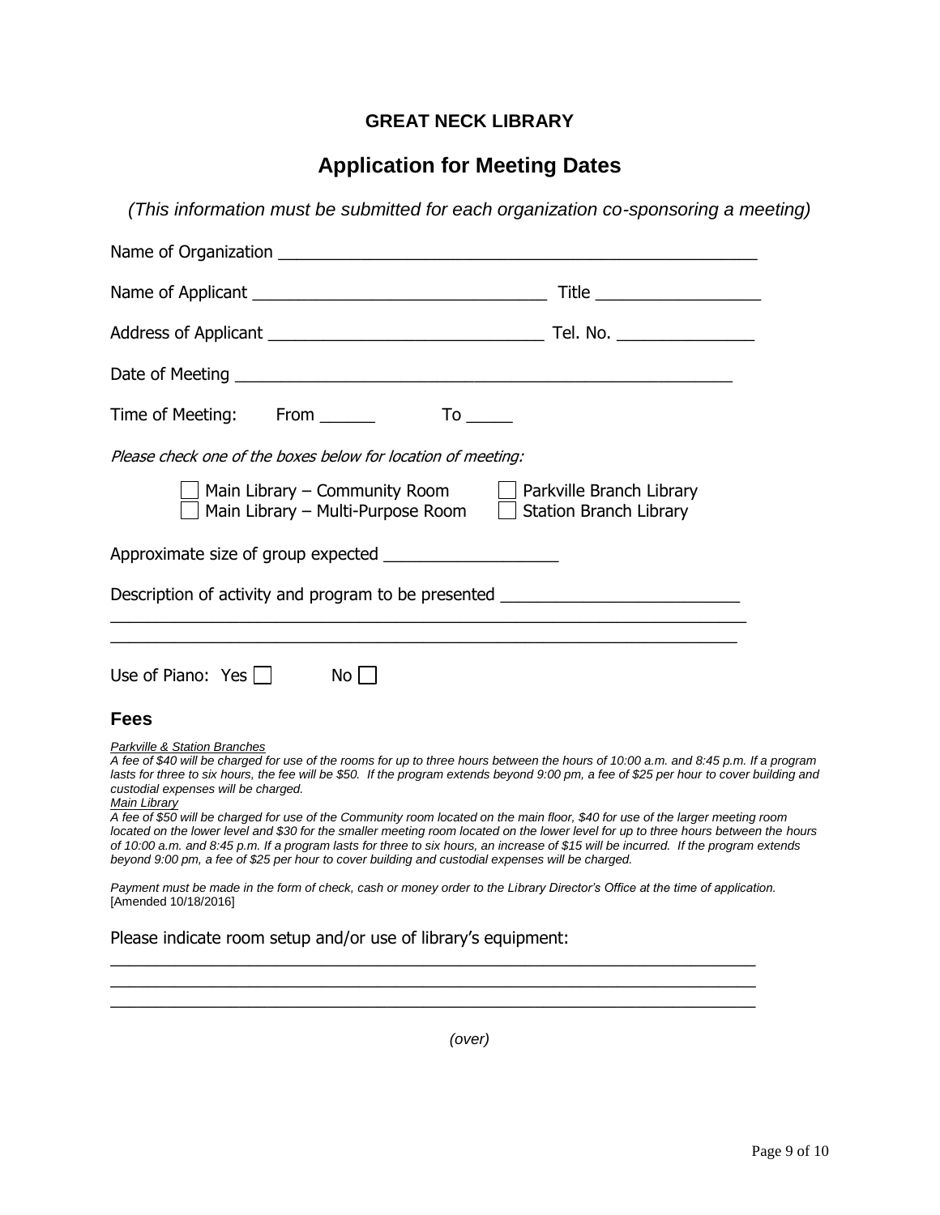**GREAT NECK LIBRARY**

# Application for Meeting Dates

*(This information must be submitted for each organization co-sponsoring a meeting)*

Name of Organization ___________________________________________________

Name of Applicant ________________________________ Title __________________

Address of Applicant ______________________________ Tel. No. _______________

Date of Meeting ______________________________________________________

Time of Meeting: From ______ To _____

*Please check one of the boxes below for location of meeting:*

- ☐ Main Library – Community Room
- ☐ Main Library – Multi-Purpose Room
- ☐ Parkville Branch Library
- ☐ Station Branch Library

Approximate size of group expected ___________________

Description of activity and program to be presented _________________________

_____________________________________________________________________

_____________________________________________________________________

Use of Piano: Yes ☐ No ☐

## Fees

*Parkville & Station Branches*

*A fee of $40 will be charged for use of the rooms for up to three hours between the hours of 10:00 a.m. and 8:45 p.m. If a program lasts for three to six hours, the fee will be $50. If the program extends beyond 9:00 pm, a fee of $25 per hour to cover building and custodial expenses will be charged.*

*Main Library*

*A fee of $50 will be charged for use of the Community room located on the main floor, $40 for use of the larger meeting room located on the lower level and $30 for the smaller meeting room located on the lower level for up to three hours between the hours of 10:00 a.m. and 8:45 p.m. If a program lasts for three to six hours, an increase of $15 will be incurred. If the program extends beyond 9:00 pm, a fee of $25 per hour to cover building and custodial expenses will be charged.*

*Payment must be made in the form of check, cash or money order to the Library Director's Office at the time of application.* [Amended 10/18/2016]

Please indicate room setup and/or use of library's equipment:

_____________________________________________________________________

_____________________________________________________________________

_____________________________________________________________________

*(over)*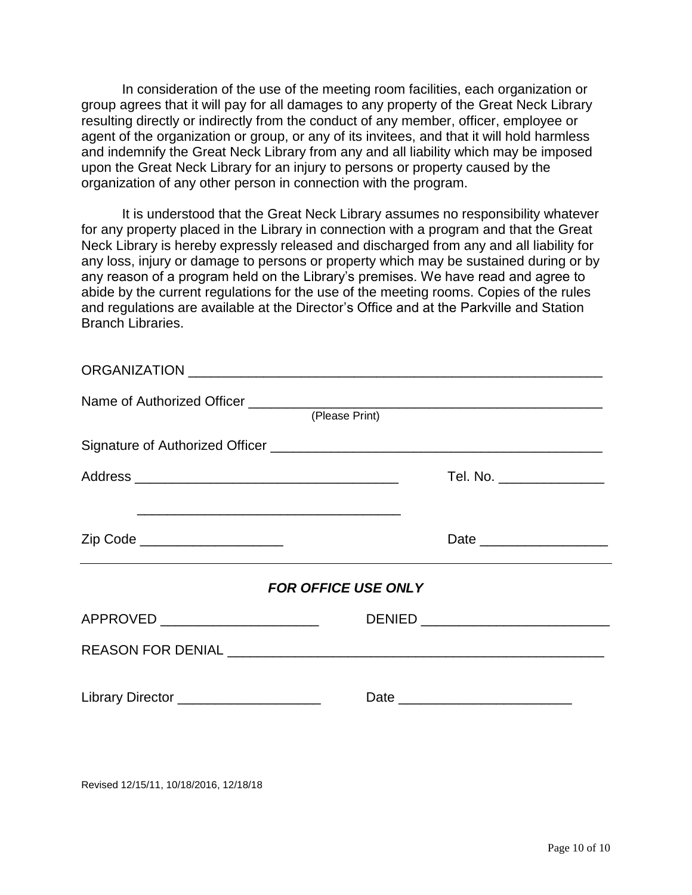In consideration of the use of the meeting room facilities, each organization or group agrees that it will pay for all damages to any property of the Great Neck Library resulting directly or indirectly from the conduct of any member, officer, employee or agent of the organization or group, or any of its invitees, and that it will hold harmless and indemnify the Great Neck Library from any and all liability which may be imposed upon the Great Neck Library for an injury to persons or property caused by the organization of any other person in connection with the program.

It is understood that the Great Neck Library assumes no responsibility whatever for any property placed in the Library in connection with a program and that the Great Neck Library is hereby expressly released and discharged from any and all liability for any loss, injury or damage to persons or property which may be sustained during or by any reason of a program held on the Library's premises. We have read and agree to abide by the current regulations for the use of the meeting rooms. Copies of the rules and regulations are available at the Director's Office and at the Parkville and Station Branch Libraries.

ORGANIZATION ____________________________________________________________

Name of Authorized Officer ________________________________________________
(Please Print)

Signature of Authorized Officer _____________________________________________

Address ____________________________________ Tel. No. ______________

____________________________________

Zip Code ___________________ Date _________________

---

***FOR OFFICE USE ONLY***

APPROVED _____________________ DENIED _________________________

REASON FOR DENIAL ____________________________________________________

Library Director ___________________ Date _______________________

Revised 12/15/11, 10/18/2016, 12/18/18